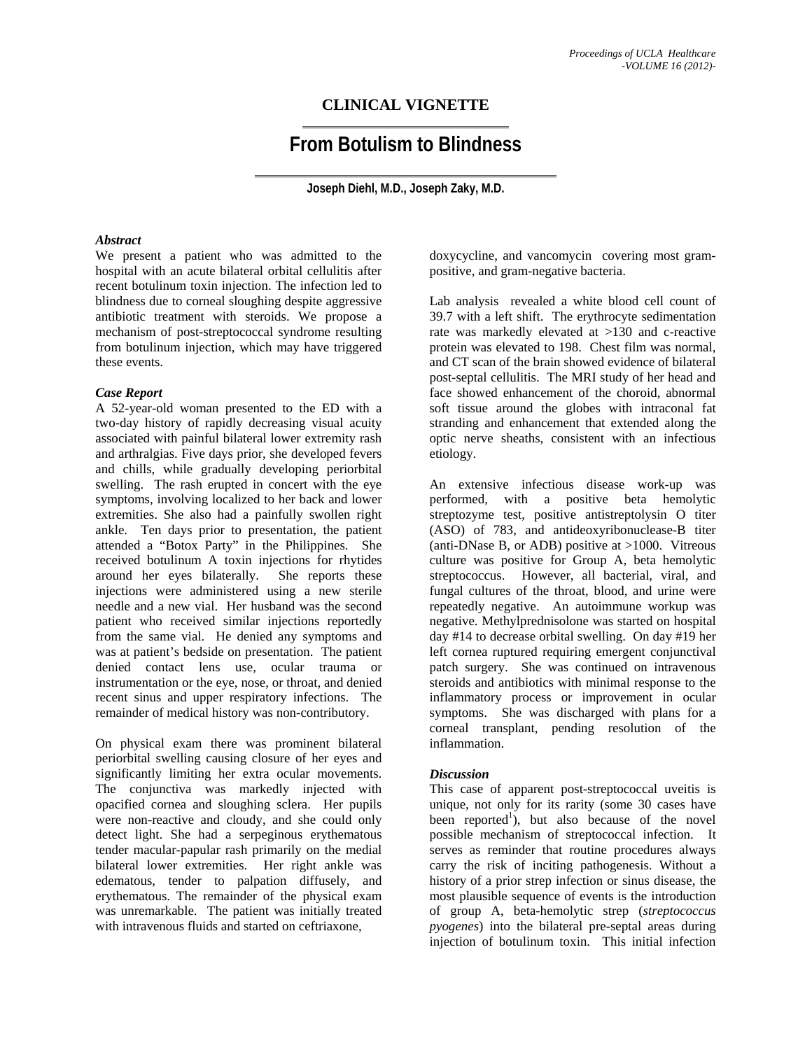## CLINICAL VIGNETTE

# From Botulism to Blindness

**Joseph Diehl, M.D., Joseph Zaky, M.D.**

### *Abstract*

We present a patient who was admitted to the hospital with an acute bilateral orbital cellulitis after recent botulinum toxin injection. The infection led to blindness due to corneal sloughing despite aggressive antibiotic treatment with steroids. We propose a mechanism of post-streptococcal syndrome resulting from botulinum injection, which may have triggered these events.

### *Case Report*

A 52-year-old woman presented to the ED with a two-day history of rapidly decreasing visual acuity associated with painful bilateral lower extremity rash and arthralgias. Five days prior, she developed fevers and chills, while gradually developing periorbital swelling. The rash erupted in concert with the eye symptoms, involving localized to her back and lower extremities. She also had a painfully swollen right ankle. Ten days prior to presentation, the patient attended a "Botox Party" in the Philippines. She received botulinum A toxin injections for rhytides around her eyes bilaterally. She reports these injections were administered using a new sterile needle and a new vial. Her husband was the second patient who received similar injections reportedly from the same vial. He denied any symptoms and was at patient's bedside on presentation. The patient denied contact lens use, ocular trauma or instrumentation or the eye, nose, or throat, and denied recent sinus and upper respiratory infections. The remainder of medical history was non-contributory.

On physical exam there was prominent bilateral periorbital swelling causing closure of her eyes and significantly limiting her extra ocular movements. The conjunctiva was markedly injected with opacified cornea and sloughing sclera. Her pupils were non-reactive and cloudy, and she could only detect light. She had a serpeginous erythematous tender macular-papular rash primarily on the medial bilateral lower extremities. Her right ankle was edematous, tender to palpation diffusely, and erythematous. The remainder of the physical exam was unremarkable. The patient was initially treated with intravenous fluids and started on ceftriaxone, doxycycline, and vancomycin covering most gram-positive, and gram-negative bacteria.

Lab analysis revealed a white blood cell count of 39.7 with a left shift. The erythrocyte sedimentation rate was markedly elevated at >130 and c-reactive protein was elevated to 198. Chest film was normal, and CT scan of the brain showed evidence of bilateral post-septal cellulitis. The MRI study of her head and face showed enhancement of the choroid, abnormal soft tissue around the globes with intraconal fat stranding and enhancement that extended along the optic nerve sheaths, consistent with an infectious etiology.

An extensive infectious disease work-up was performed, with a positive beta hemolytic streptozyme test, positive antistreptolysin O titer (ASO) of 783, and antideoxyribonuclease-B titer (anti-DNase B, or ADB) positive at >1000. Vitreous culture was positive for Group A, beta hemolytic streptococcus. However, all bacterial, viral, and fungal cultures of the throat, blood, and urine were repeatedly negative. An autoimmune workup was negative. Methylprednisolone was started on hospital day #14 to decrease orbital swelling. On day #19 her left cornea ruptured requiring emergent conjunctival patch surgery. She was continued on intravenous steroids and antibiotics with minimal response to the inflammatory process or improvement in ocular symptoms. She was discharged with plans for a corneal transplant, pending resolution of the inflammation.

### *Discussion*

This case of apparent post-streptococcal uveitis is unique, not only for its rarity (some 30 cases have been reported[1]), but also because of the novel possible mechanism of streptococcal infection. It serves as reminder that routine procedures always carry the risk of inciting pathogenesis. Without a history of a prior strep infection or sinus disease, the most plausible sequence of events is the introduction of group A, beta-hemolytic strep (*streptococcus pyogenes*) into the bilateral pre-septal areas during injection of botulinum toxin. This initial infection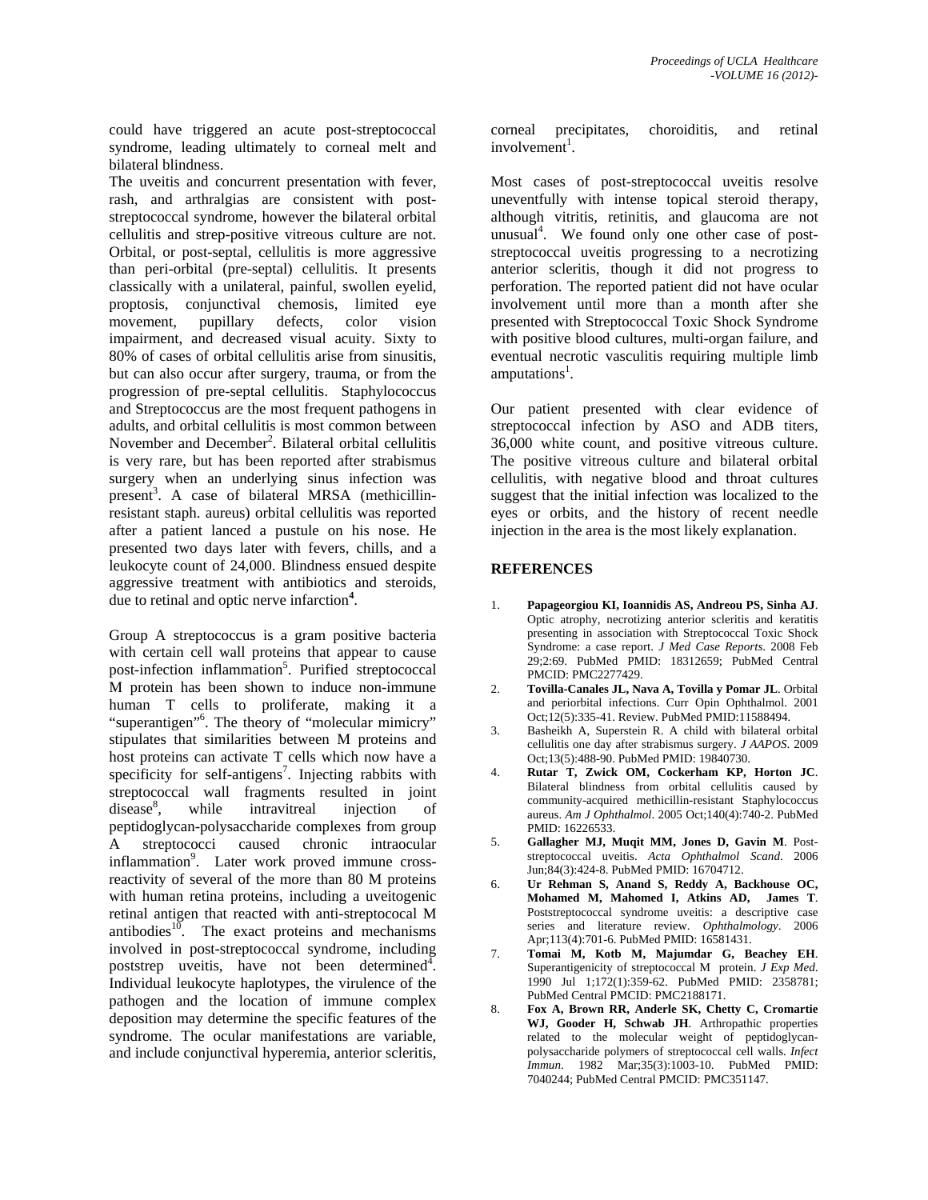could have triggered an acute post-streptococcal syndrome, leading ultimately to corneal melt and bilateral blindness.

The uveitis and concurrent presentation with fever, rash, and arthralgias are consistent with post-streptococcal syndrome, however the bilateral orbital cellulitis and strep-positive vitreous culture are not. Orbital, or post-septal, cellulitis is more aggressive than peri-orbital (pre-septal) cellulitis. It presents classically with a unilateral, painful, swollen eyelid, proptosis, conjunctival chemosis, limited eye movement, pupillary defects, color vision impairment, and decreased visual acuity. Sixty to 80% of cases of orbital cellulitis arise from sinusitis, but can also occur after surgery, trauma, or from the progression of pre-septal cellulitis. Staphylococcus and Streptococcus are the most frequent pathogens in adults, and orbital cellulitis is most common between November and December[2]. Bilateral orbital cellulitis is very rare, but has been reported after strabismus surgery when an underlying sinus infection was present[3]. A case of bilateral MRSA (methicillin-resistant staph. aureus) orbital cellulitis was reported after a patient lanced a pustule on his nose. He presented two days later with fevers, chills, and a leukocyte count of 24,000. Blindness ensued despite aggressive treatment with antibiotics and steroids, due to retinal and optic nerve infarction[4].

Group A streptococcus is a gram positive bacteria with certain cell wall proteins that appear to cause post-infection inflammation[5]. Purified streptococcal M protein has been shown to induce non-immune human T cells to proliferate, making it a "superantigen"[6]. The theory of "molecular mimicry" stipulates that similarities between M proteins and host proteins can activate T cells which now have a specificity for self-antigens[7]. Injecting rabbits with streptococcal wall fragments resulted in joint disease[8], while intravitreal injection of peptidoglycan-polysaccharide complexes from group A streptococci caused chronic intraocular inflammation[9]. Later work proved immune cross-reactivity of several of the more than 80 M proteins with human retina proteins, including a uveitogenic retinal antigen that reacted with anti-streptococal M antibodies[10]. The exact proteins and mechanisms involved in post-streptococcal syndrome, including poststrep uveitis, have not been determined[4]. Individual leukocyte haplotypes, the virulence of the pathogen and the location of immune complex deposition may determine the specific features of the syndrome. The ocular manifestations are variable, and include conjunctival hyperemia, anterior scleritis, corneal precipitates, choroiditis, and retinal involvement[1].

Most cases of post-streptococcal uveitis resolve uneventfully with intense topical steroid therapy, although vitritis, retinitis, and glaucoma are not unusual[4]. We found only one other case of post-streptococcal uveitis progressing to a necrotizing anterior scleritis, though it did not progress to perforation. The reported patient did not have ocular involvement until more than a month after she presented with Streptococcal Toxic Shock Syndrome with positive blood cultures, multi-organ failure, and eventual necrotic vasculitis requiring multiple limb amputations[1].

Our patient presented with clear evidence of streptococcal infection by ASO and ADB titers, 36,000 white count, and positive vitreous culture. The positive vitreous culture and bilateral orbital cellulitis, with negative blood and throat cultures suggest that the initial infection was localized to the eyes or orbits, and the history of recent needle injection in the area is the most likely explanation.

## REFERENCES

1. **Papageorgiou KI, Ioannidis AS, Andreou PS, Sinha AJ**. Optic atrophy, necrotizing anterior scleritis and keratitis presenting in association with Streptococcal Toxic Shock Syndrome: a case report. *J Med Case Reports*. 2008 Feb 29;2:69. PubMed PMID: 18312659; PubMed Central PMCID: PMC2277429.
2. **Tovilla-Canales JL, Nava A, Tovilla y Pomar JL**. Orbital and periorbital infections. Curr Opin Ophthalmol. 2001 Oct;12(5):335-41. Review. PubMed PMID:11588494.
3. Basheikh A, Superstein R. A child with bilateral orbital cellulitis one day after strabismus surgery. *J AAPOS*. 2009 Oct;13(5):488-90. PubMed PMID: 19840730.
4. **Rutar T, Zwick OM, Cockerham KP, Horton JC**. Bilateral blindness from orbital cellulitis caused by community-acquired methicillin-resistant Staphylococcus aureus. *Am J Ophthalmol*. 2005 Oct;140(4):740-2. PubMed PMID: 16226533.
5. **Gallagher MJ, Muqit MM, Jones D, Gavin M**. Post-streptococcal uveitis. *Acta Ophthalmol Scand*. 2006 Jun;84(3):424-8. PubMed PMID: 16704712.
6. **Ur Rehman S, Anand S, Reddy A, Backhouse OC, Mohamed M, Mahomed I, Atkins AD, James T**. Poststreptococcal syndrome uveitis: a descriptive case series and literature review. *Ophthalmology*. 2006 Apr;113(4):701-6. PubMed PMID: 16581431.
7. **Tomai M, Kotb M, Majumdar G, Beachey EH**. Superantigenicity of streptococcal M protein. *J Exp Med*. 1990 Jul 1;172(1):359-62. PubMed PMID: 2358781; PubMed Central PMCID: PMC2188171.
8. **Fox A, Brown RR, Anderle SK, Chetty C, Cromartie WJ, Gooder H, Schwab JH**. Arthropathic properties related to the molecular weight of peptidoglycan-polysaccharide polymers of streptococcal cell walls. *Infect Immun*. 1982 Mar;35(3):1003-10. PubMed PMID: 7040244; PubMed Central PMCID: PMC351147.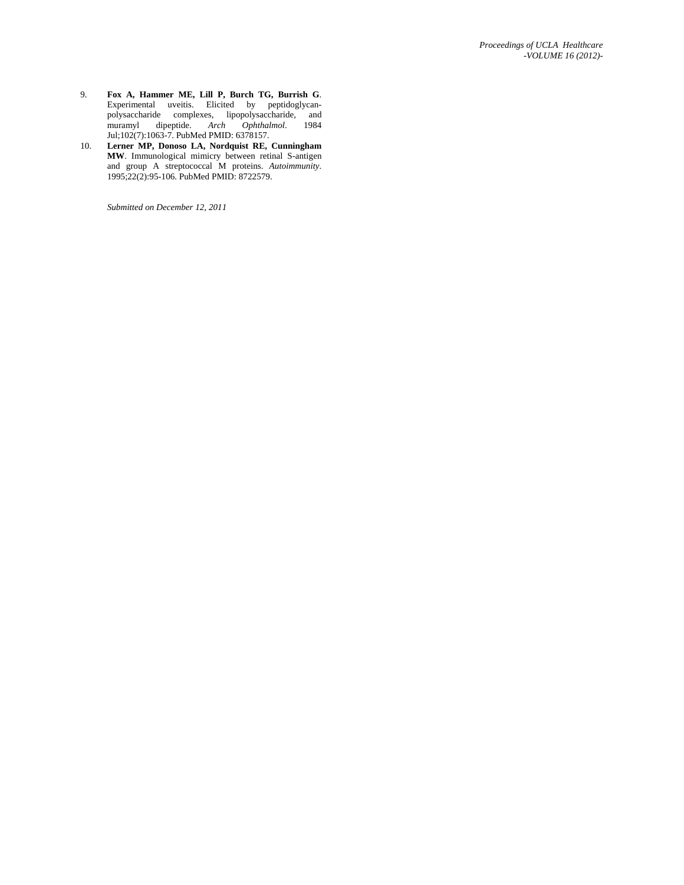9. **Fox A, Hammer ME, Lill P, Burch TG, Burrish G**. Experimental uveitis. Elicited by peptidoglycan-polysaccharide complexes, lipopolysaccharide, and muramyl dipeptide. *Arch Ophthalmol*. 1984 Jul;102(7):1063-7. PubMed PMID: 6378157.
10. **Lerner MP, Donoso LA, Nordquist RE, Cunningham MW**. Immunological mimicry between retinal S-antigen and group A streptococcal M proteins. *Autoimmunity*. 1995;22(2):95-106. PubMed PMID: 8722579.

*Submitted on December 12, 2011*